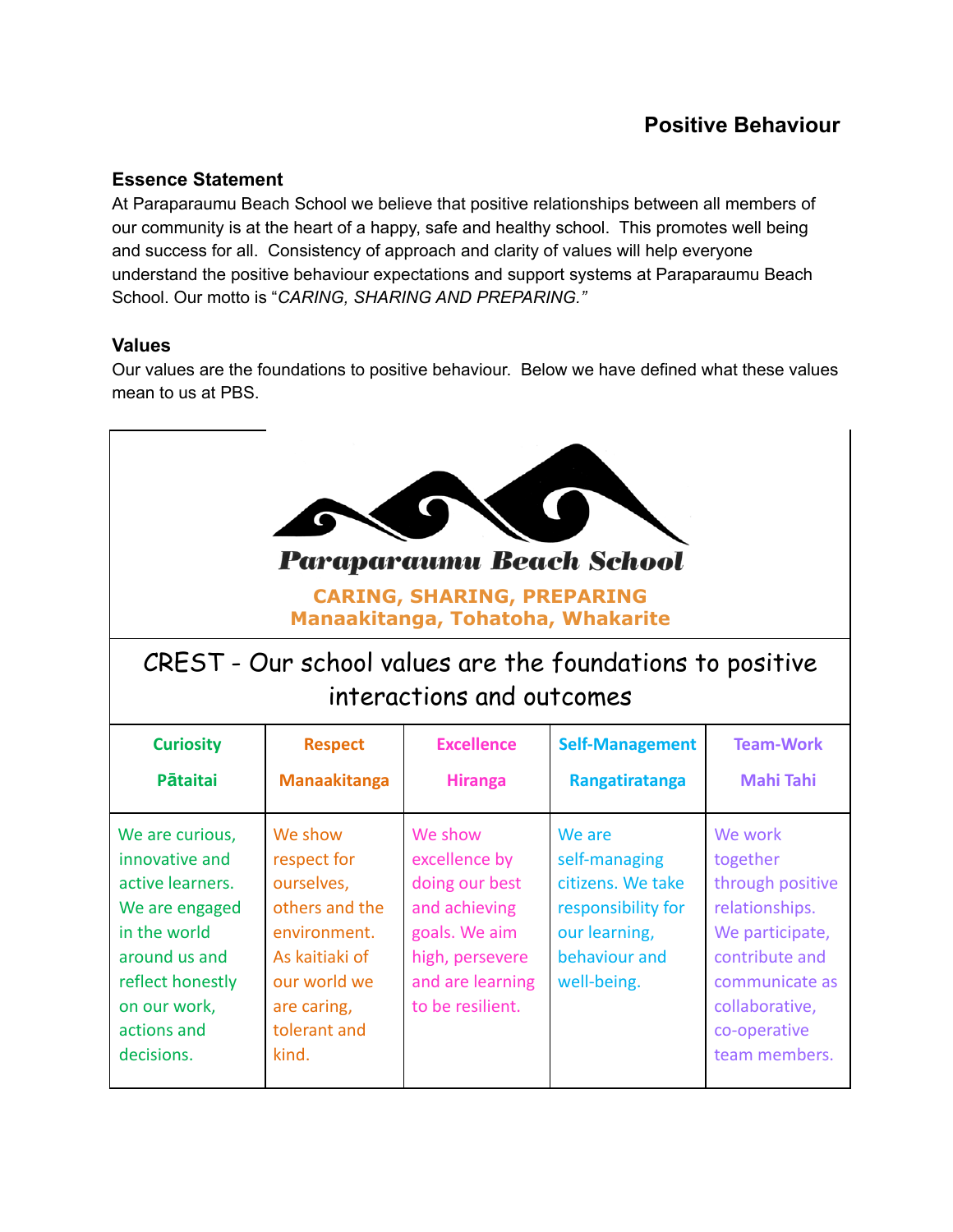# Positive Behaviour

## Essence Statement

At Paraparaumu Beach School we believe that positive relationships between all members of our community is at the heart of a happy, safe and healthy school. This promotes well being and success for all. Consistency of approach and clarity of values will help everyone understand the positive behaviour expectations and support systems at Paraparaumu Beach School. Our motto is "*CARING, SHARING AND PREPARING.*"

## Values

Our values are the foundations to positive behaviour. Below we have defined what these values mean to us at PBS.

**Paraparaumu Beach School**

**CARING, SHARING, PREPARING**
**Manaakitanga, Tohatoha, Whakarite**

CREST - Our school values are the foundations to positive interactions and outcomes

| **Curiosity**<br>**Pātaitai** | **Respect**<br>**Manaakitanga** | **Excellence**<br>**Hiranga** | **Self-Management**<br>**Rangatiratanga** | **Team-Work**<br>**Mahi Tahi** |
|---|---|---|---|---|
| We are curious, innovative and active learners. We are engaged in the world around us and reflect honestly on our work, actions and decisions. | We show respect for ourselves, others and the environment. As kaitiaki of our world we are caring, tolerant and kind. | We show excellence by doing our best and achieving goals. We aim high, persevere and are learning to be resilient. | We are self-managing citizens. We take responsibility for our learning, behaviour and well-being. | We work together through positive relationships. We participate, contribute and communicate as collaborative, co-operative team members. |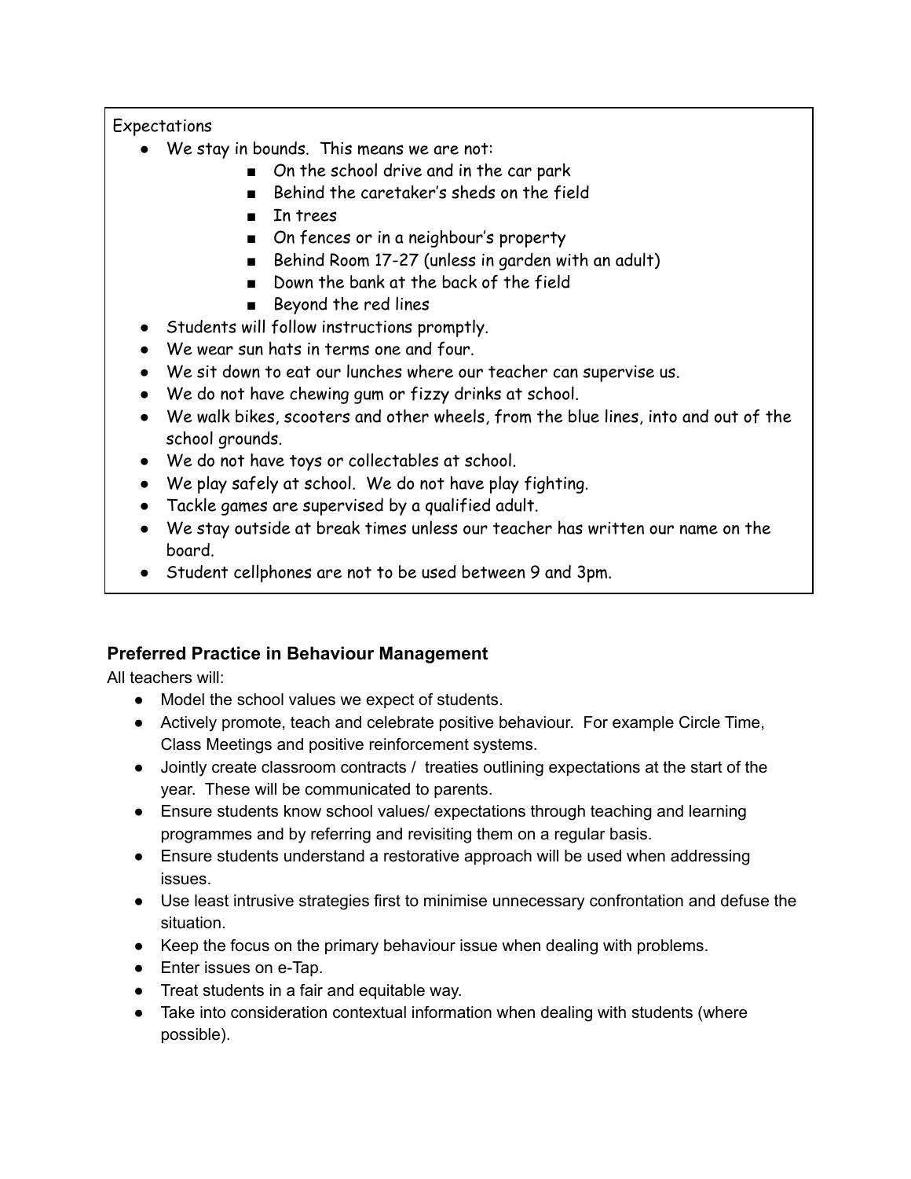Expectations

- We stay in bounds. This means we are not:
    - On the school drive and in the car park
    - Behind the caretaker's sheds on the field
    - In trees
    - On fences or in a neighbour's property
    - Behind Room 17-27 (unless in garden with an adult)
    - Down the bank at the back of the field
    - Beyond the red lines
- Students will follow instructions promptly.
- We wear sun hats in terms one and four.
- We sit down to eat our lunches where our teacher can supervise us.
- We do not have chewing gum or fizzy drinks at school.
- We walk bikes, scooters and other wheels, from the blue lines, into and out of the school grounds.
- We do not have toys or collectables at school.
- We play safely at school. We do not have play fighting.
- Tackle games are supervised by a qualified adult.
- We stay outside at break times unless our teacher has written our name on the board.
- Student cellphones are not to be used between 9 and 3pm.

### Preferred Practice in Behaviour Management

All teachers will:

- Model the school values we expect of students.
- Actively promote, teach and celebrate positive behaviour. For example Circle Time, Class Meetings and positive reinforcement systems.
- Jointly create classroom contracts / treaties outlining expectations at the start of the year. These will be communicated to parents.
- Ensure students know school values/ expectations through teaching and learning programmes and by referring and revisiting them on a regular basis.
- Ensure students understand a restorative approach will be used when addressing issues.
- Use least intrusive strategies first to minimise unnecessary confrontation and defuse the situation.
- Keep the focus on the primary behaviour issue when dealing with problems.
- Enter issues on e-Tap.
- Treat students in a fair and equitable way.
- Take into consideration contextual information when dealing with students (where possible).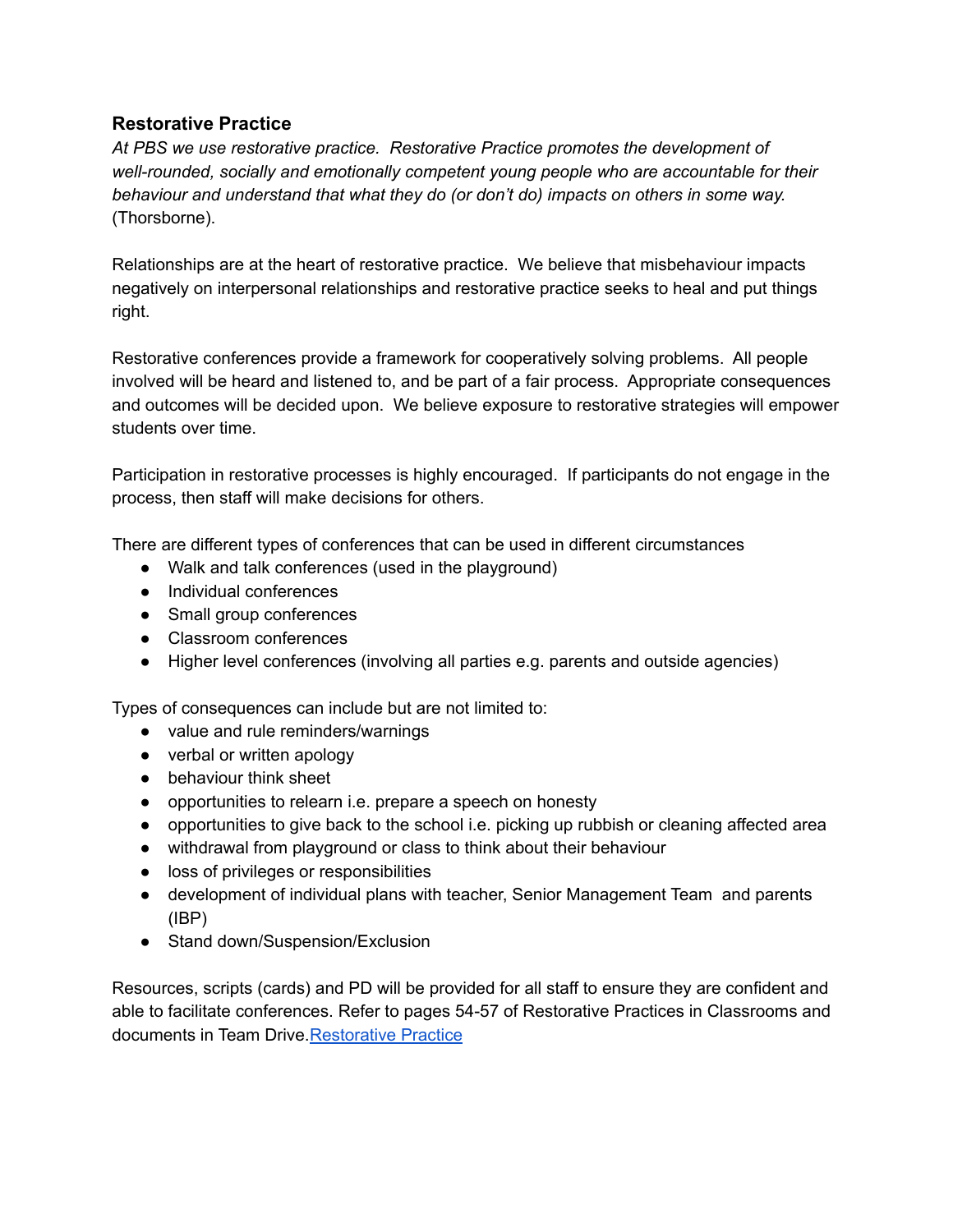## Restorative Practice

*At PBS we use restorative practice. Restorative Practice promotes the development of well-rounded, socially and emotionally competent young people who are accountable for their behaviour and understand that what they do (or don't do) impacts on others in some way.* (Thorsborne).

Relationships are at the heart of restorative practice. We believe that misbehaviour impacts negatively on interpersonal relationships and restorative practice seeks to heal and put things right.

Restorative conferences provide a framework for cooperatively solving problems. All people involved will be heard and listened to, and be part of a fair process. Appropriate consequences and outcomes will be decided upon. We believe exposure to restorative strategies will empower students over time.

Participation in restorative processes is highly encouraged. If participants do not engage in the process, then staff will make decisions for others.

There are different types of conferences that can be used in different circumstances

- Walk and talk conferences (used in the playground)
- Individual conferences
- Small group conferences
- Classroom conferences
- Higher level conferences (involving all parties e.g. parents and outside agencies)

Types of consequences can include but are not limited to:

- value and rule reminders/warnings
- verbal or written apology
- behaviour think sheet
- opportunities to relearn i.e. prepare a speech on honesty
- opportunities to give back to the school i.e. picking up rubbish or cleaning affected area
- withdrawal from playground or class to think about their behaviour
- loss of privileges or responsibilities
- development of individual plans with teacher, Senior Management Team and parents (IBP)
- Stand down/Suspension/Exclusion

Resources, scripts (cards) and PD will be provided for all staff to ensure they are confident and able to facilitate conferences. Refer to pages 54-57 of Restorative Practices in Classrooms and documents in Team Drive.Restorative Practice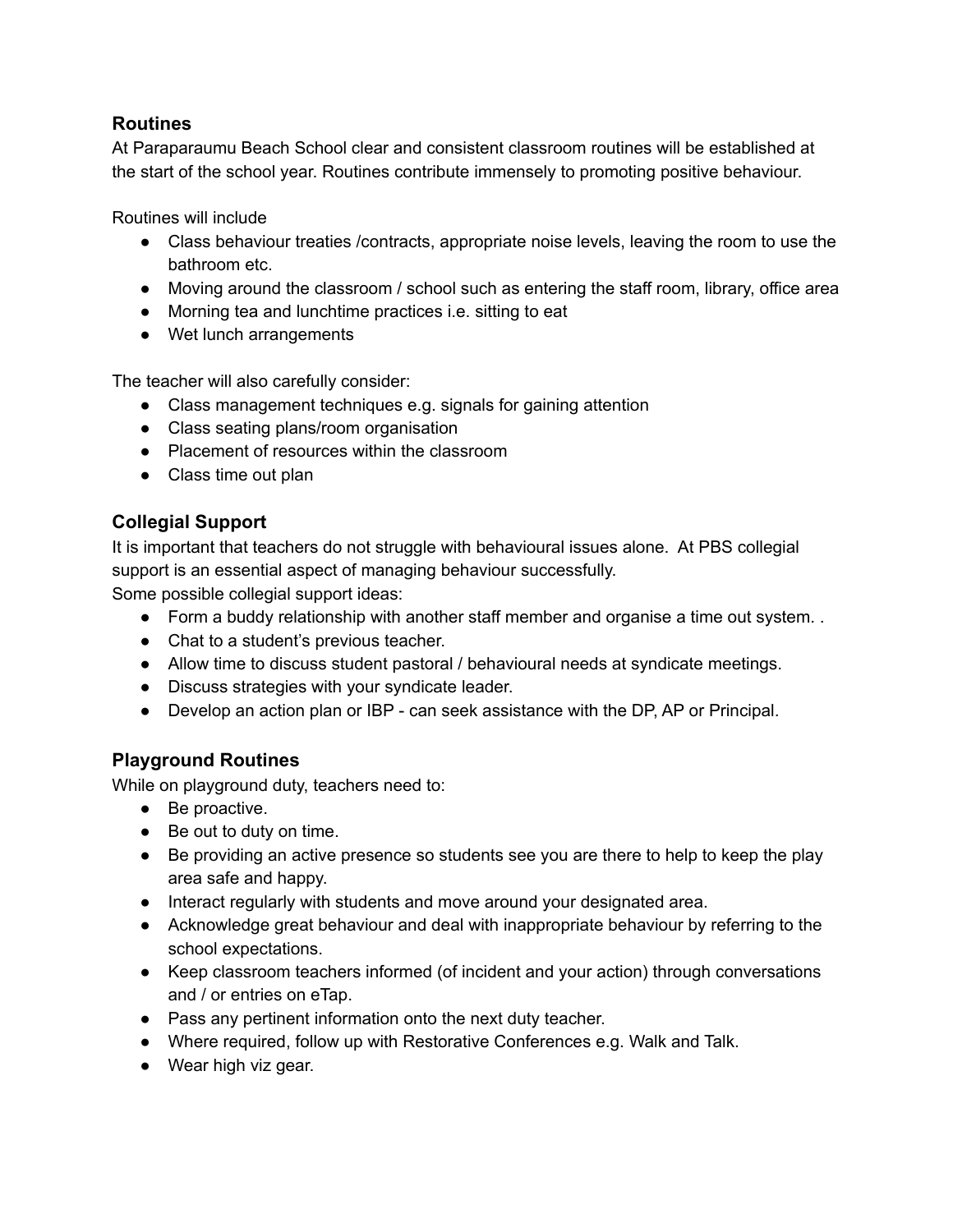## Routines

At Paraparaumu Beach School clear and consistent classroom routines will be established at the start of the school year. Routines contribute immensely to promoting positive behaviour.

Routines will include

- Class behaviour treaties /contracts, appropriate noise levels, leaving the room to use the bathroom etc.
- Moving around the classroom / school such as entering the staff room, library, office area
- Morning tea and lunchtime practices i.e. sitting to eat
- Wet lunch arrangements

The teacher will also carefully consider:

- Class management techniques e.g. signals for gaining attention
- Class seating plans/room organisation
- Placement of resources within the classroom
- Class time out plan

## Collegial Support

It is important that teachers do not struggle with behavioural issues alone. At PBS collegial support is an essential aspect of managing behaviour successfully.
Some possible collegial support ideas:

- Form a buddy relationship with another staff member and organise a time out system. .
- Chat to a student's previous teacher.
- Allow time to discuss student pastoral / behavioural needs at syndicate meetings.
- Discuss strategies with your syndicate leader.
- Develop an action plan or IBP - can seek assistance with the DP, AP or Principal.

## Playground Routines

While on playground duty, teachers need to:

- Be proactive.
- Be out to duty on time.
- Be providing an active presence so students see you are there to help to keep the play area safe and happy.
- Interact regularly with students and move around your designated area.
- Acknowledge great behaviour and deal with inappropriate behaviour by referring to the school expectations.
- Keep classroom teachers informed (of incident and your action) through conversations and / or entries on eTap.
- Pass any pertinent information onto the next duty teacher.
- Where required, follow up with Restorative Conferences e.g. Walk and Talk.
- Wear high viz gear.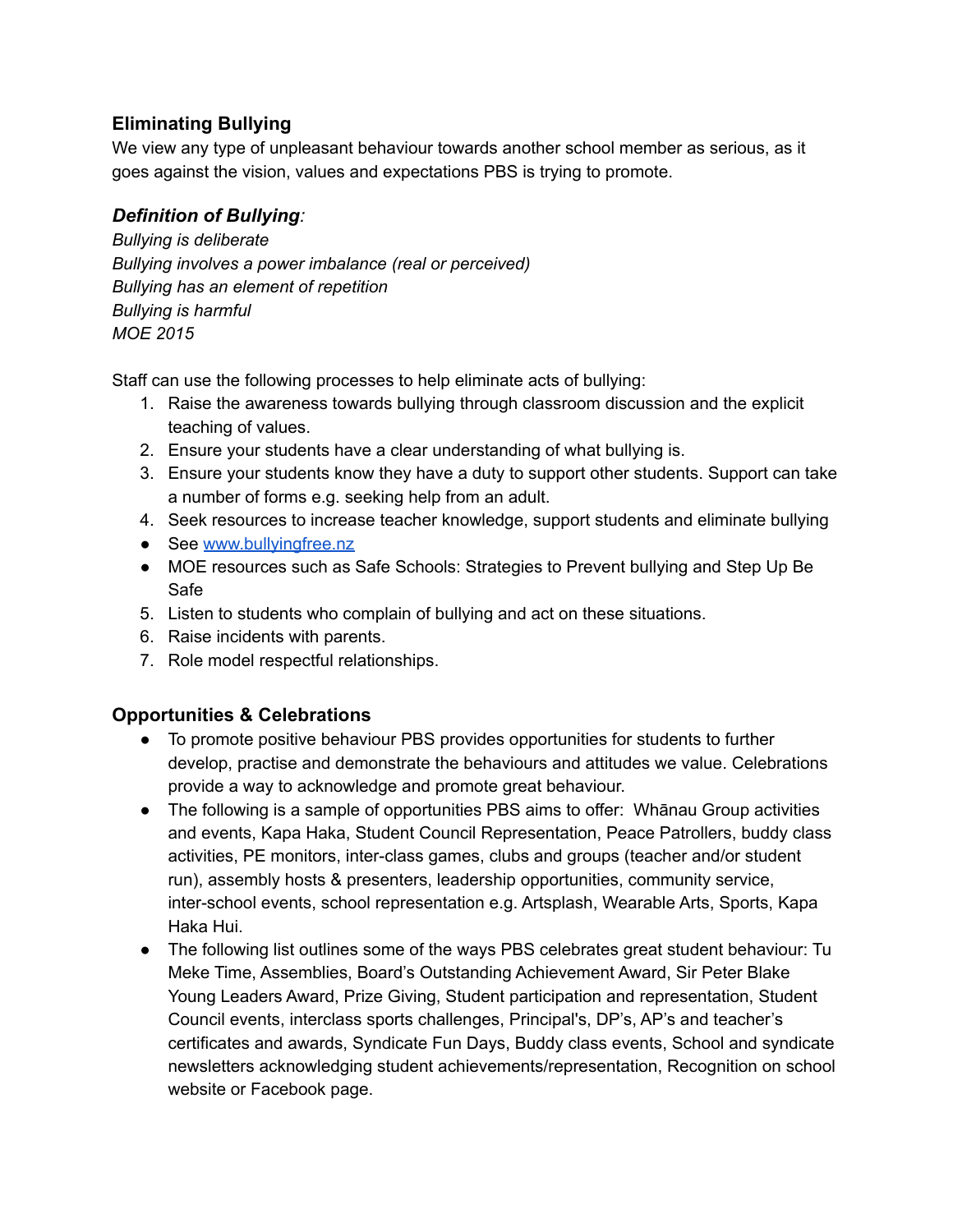## Eliminating Bullying

We view any type of unpleasant behaviour towards another school member as serious, as it goes against the vision, values and expectations PBS is trying to promote.

### ***Definition of Bullying:***

*Bullying is deliberate*
*Bullying involves a power imbalance (real or perceived)*
*Bullying has an element of repetition*
*Bullying is harmful*
*MOE 2015*

Staff can use the following processes to help eliminate acts of bullying:

1. Raise the awareness towards bullying through classroom discussion and the explicit teaching of values.
2. Ensure your students have a clear understanding of what bullying is.
3. Ensure your students know they have a duty to support other students. Support can take a number of forms e.g. seeking help from an adult.
4. Seek resources to increase teacher knowledge, support students and eliminate bullying

- See [www.bullyingfree.nz](http://www.bullyingfree.nz)
- MOE resources such as Safe Schools: Strategies to Prevent bullying and Step Up Be Safe

5. Listen to students who complain of bullying and act on these situations.
6. Raise incidents with parents.
7. Role model respectful relationships.

## Opportunities & Celebrations

- To promote positive behaviour PBS provides opportunities for students to further develop, practise and demonstrate the behaviours and attitudes we value. Celebrations provide a way to acknowledge and promote great behaviour.
- The following is a sample of opportunities PBS aims to offer: Whānau Group activities and events, Kapa Haka, Student Council Representation, Peace Patrollers, buddy class activities, PE monitors, inter-class games, clubs and groups (teacher and/or student run), assembly hosts & presenters, leadership opportunities, community service, inter-school events, school representation e.g. Artsplash, Wearable Arts, Sports, Kapa Haka Hui.
- The following list outlines some of the ways PBS celebrates great student behaviour: Tu Meke Time, Assemblies, Board's Outstanding Achievement Award, Sir Peter Blake Young Leaders Award, Prize Giving, Student participation and representation, Student Council events, interclass sports challenges, Principal's, DP's, AP's and teacher's certificates and awards, Syndicate Fun Days, Buddy class events, School and syndicate newsletters acknowledging student achievements/representation, Recognition on school website or Facebook page.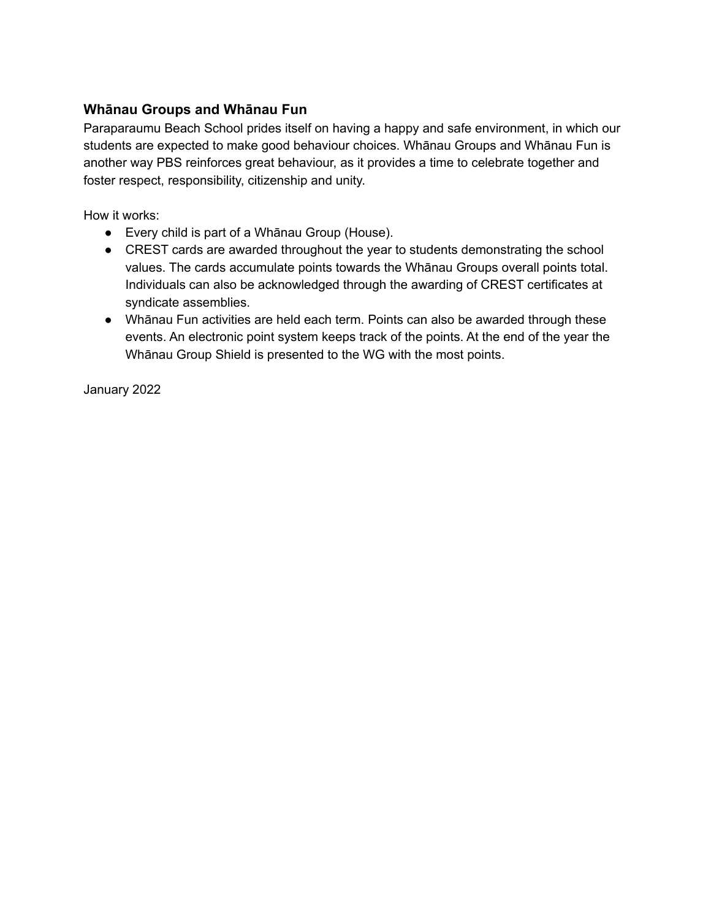### Whānau Groups and Whānau Fun

Paraparaumu Beach School prides itself on having a happy and safe environment, in which our students are expected to make good behaviour choices. Whānau Groups and Whānau Fun is another way PBS reinforces great behaviour, as it provides a time to celebrate together and foster respect, responsibility, citizenship and unity.

How it works:

- Every child is part of a Whānau Group (House).
- CREST cards are awarded throughout the year to students demonstrating the school values. The cards accumulate points towards the Whānau Groups overall points total. Individuals can also be acknowledged through the awarding of CREST certificates at syndicate assemblies.
- Whānau Fun activities are held each term. Points can also be awarded through these events. An electronic point system keeps track of the points. At the end of the year the Whānau Group Shield is presented to the WG with the most points.

January 2022